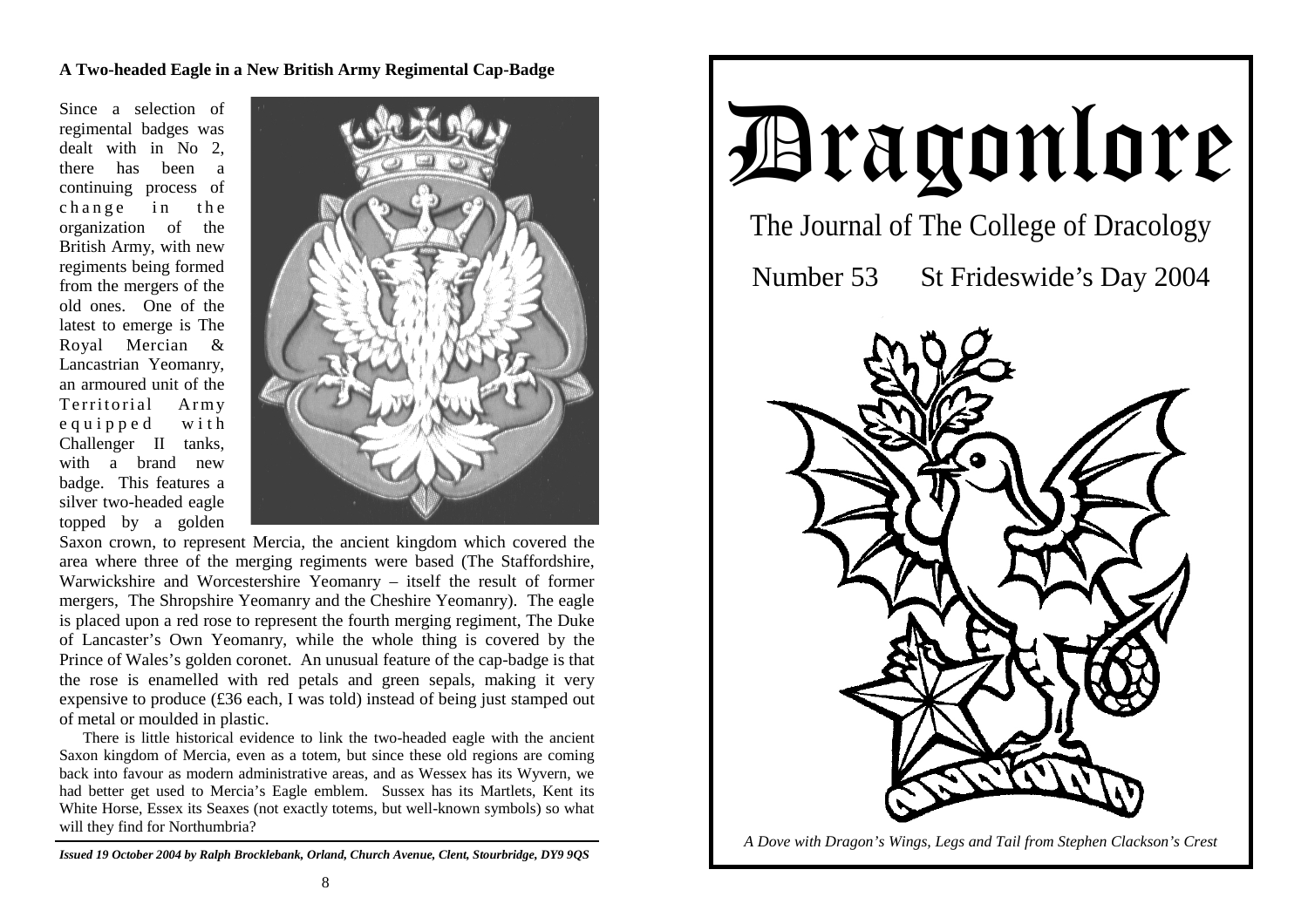## A Two-headed Eagle in a New British Army Regimental Cap-Badge

Since a selection of regimental badges was dealt with in No 2, there has been a continuing process of change in the organization of the British Army, with new regiments being formed from the mergers of the old ones. One of the latest to emerge is The Royal Mercian & Lancastrian Yeomanry, an armoured unit of the Territorial Army equipped with Challenger II tanks, with a brand new badge. This features a silver two-headed eagle topped by a golden Saxon crown, to represent Mercia, the ancient kingdom which covered the area where three of the merging regiments were based (The Staffordshire, Warwickshire and Worcestershire Yeomanry – itself the result of former mergers, The Shropshire Yeomanry and the Cheshire Yeomanry). The eagle is placed upon a red rose to represent the fourth merging regiment, The Duke of Lancaster's Own Yeomanry, while the whole thing is covered by the Prince of Wales's golden coronet. An unusual feature of the cap-badge is that the rose is enamelled with red petals and green sepals, making it very expensive to produce (£36 each, I was told) instead of being just stamped out of metal or moulded in plastic.

There is little historical evidence to link the two-headed eagle with the ancient Saxon kingdom of Mercia, even as a totem, but since these old regions are coming back into favour as modern administrative areas, and as Wessex has its Wyvern, we had better get used to Mercia's Eagle emblem. Sussex has its Martlets, Kent its White Horse, Essex its Seaxes (not exactly totems, but well-known symbols) so what will they find for Northumbria?

***Issued 19 October 2004 by Ralph Brocklebank, Orland, Church Avenue, Clent, Stourbridge, DY9 9QS***

# Dragonlore

The Journal of The College of Dracology

Number 53 St Frideswide's Day 2004

*A Dove with Dragon's Wings, Legs and Tail from Stephen Clackson's Crest*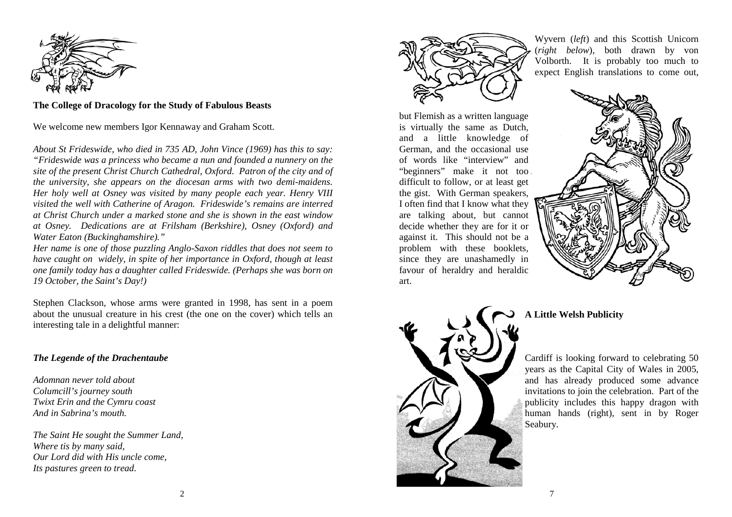**The College of Dracology for the Study of Fabulous Beasts**

We welcome new members Igor Kennaway and Graham Scott.

*About St Frideswide, who died in 735 AD, John Vince (1969) has this to say: "Frideswide was a princess who became a nun and founded a nunnery on the site of the present Christ Church Cathedral, Oxford. Patron of the city and of the university, she appears on the diocesan arms with two demi-maidens. Her holy well at Osney was visited by many people each year. Henry VIII visited the well with Catherine of Aragon. Frideswide's remains are interred at Christ Church under a marked stone and she is shown in the east window at Osney. Dedications are at Frilsham (Berkshire), Osney (Oxford) and Water Eaton (Buckinghamshire)."*

*Her name is one of those puzzling Anglo-Saxon riddles that does not seem to have caught on widely, in spite of her importance in Oxford, though at least one family today has a daughter called Frideswide. (Perhaps she was born on 19 October, the Saint's Day!)*

Stephen Clackson, whose arms were granted in 1998, has sent in a poem about the unusual creature in his crest (the one on the cover) which tells an interesting tale in a delightful manner:

***The Legende of the Drachentaube***

*Adomnan never told about*
*Columcill's journey south*
*Twixt Erin and the Cymru coast*
*And in Sabrina's mouth.*

*The Saint He sought the Summer Land,*
*Where tis by many said,*
*Our Lord did with His uncle come,*
*Its pastures green to tread.*

Wyvern (*left*) and this Scottish Unicorn (*right below*), both drawn by von Volborth. It is probably too much to expect English translations to come out, but Flemish as a written language is virtually the same as Dutch, and a little knowledge of German, and the occasional use of words like "interview" and "beginners" make it not too difficult to follow, or at least get the gist. With German speakers, I often find that I know what they are talking about, but cannot decide whether they are for it or against it. This should not be a problem with these booklets, since they are unashamedly in favour of heraldry and heraldic art.

**A Little Welsh Publicity**

Cardiff is looking forward to celebrating 50 years as the Capital City of Wales in 2005, and has already produced some advance invitations to join the celebration. Part of the publicity includes this happy dragon with human hands (right), sent in by Roger Seabury.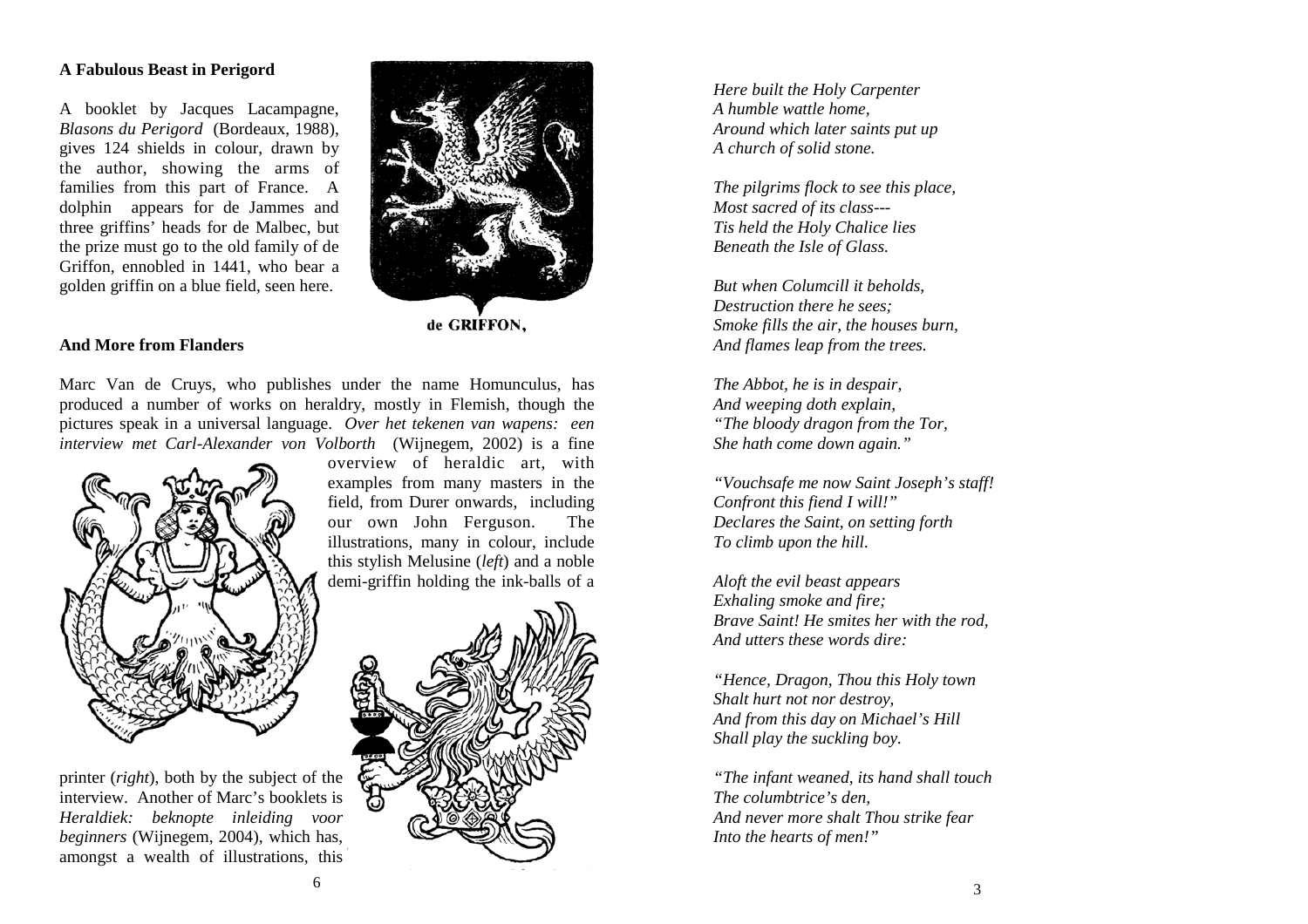## A Fabulous Beast in Perigord

A booklet by Jacques Lacampagne, *Blasons du Perigord* (Bordeaux, 1988), gives 124 shields in colour, drawn by the author, showing the arms of families from this part of France. A dolphin appears for de Jammes and three griffins' heads for de Malbec, but the prize must go to the old family of de Griffon, ennobled in 1441, who bear a golden griffin on a blue field, seen here.

de GRIFFON,

## And More from Flanders

Marc Van de Cruys, who publishes under the name Homunculus, has produced a number of works on heraldry, mostly in Flemish, though the pictures speak in a universal language. *Over het tekenen van wapens: een interview met Carl-Alexander von Volborth* (Wijnegem, 2002) is a fine overview of heraldic art, with examples from many masters in the field, from Durer onwards, including our own John Ferguson. The illustrations, many in colour, include this stylish Melusine (*left*) and a noble demi-griffin holding the ink-balls of a printer (*right*), both by the subject of the interview. Another of Marc's booklets is *Heraldiek: beknopte inleiding voor beginners* (Wijnegem, 2004), which has, amongst a wealth of illustrations, this

*Here built the Holy Carpenter*
*A humble wattle home,*
*Around which later saints put up*
*A church of solid stone.*

*The pilgrims flock to see this place,*
*Most sacred of its class---*
*Tis held the Holy Chalice lies*
*Beneath the Isle of Glass.*

*But when Columcill it beholds,*
*Destruction there he sees;*
*Smoke fills the air, the houses burn,*
*And flames leap from the trees.*

*The Abbot, he is in despair,*
*And weeping doth explain,*
*"The bloody dragon from the Tor,*
*She hath come down again."*

*"Vouchsafe me now Saint Joseph's staff!*
*Confront this fiend I will!"*
*Declares the Saint, on setting forth*
*To climb upon the hill.*

*Aloft the evil beast appears*
*Exhaling smoke and fire;*
*Brave Saint! He smites her with the rod,*
*And utters these words dire:*

*"Hence, Dragon, Thou this Holy town*
*Shalt hurt not nor destroy,*
*And from this day on Michael's Hill*
*Shall play the suckling boy.*

*"The infant weaned, its hand shall touch*
*The columbtrice's den,*
*And never more shalt Thou strike fear*
*Into the hearts of men!"*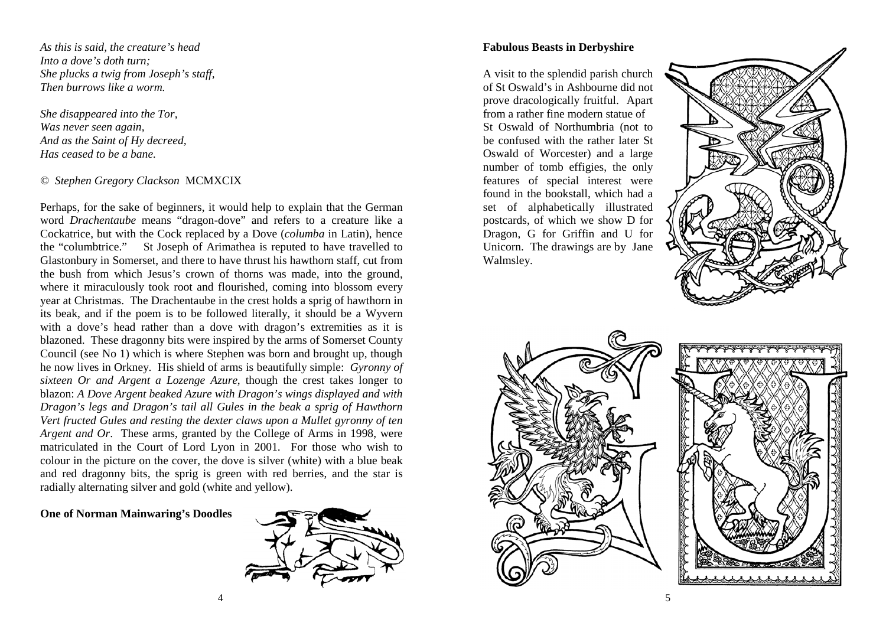*As this is said, the creature's head*
*Into a dove's doth turn;*
*She plucks a twig from Joseph's staff,*
*Then burrows like a worm.*

*She disappeared into the Tor,*
*Was never seen again,*
*And as the Saint of Hy decreed,*
*Has ceased to be a bane.*

© *Stephen Gregory Clackson* MCMXCIX

Perhaps, for the sake of beginners, it would help to explain that the German word *Drachentaube* means "dragon-dove" and refers to a creature like a Cockatrice, but with the Cock replaced by a Dove (*columba* in Latin), hence the "columbtrice." St Joseph of Arimathea is reputed to have travelled to Glastonbury in Somerset, and there to have thrust his hawthorn staff, cut from the bush from which Jesus's crown of thorns was made, into the ground, where it miraculously took root and flourished, coming into blossom every year at Christmas. The Drachentaube in the crest holds a sprig of hawthorn in its beak, and if the poem is to be followed literally, it should be a Wyvern with a dove's head rather than a dove with dragon's extremities as it is blazoned. These dragonny bits were inspired by the arms of Somerset County Council (see No 1) which is where Stephen was born and brought up, though he now lives in Orkney. His shield of arms is beautifully simple: *Gyronny of sixteen Or and Argent a Lozenge Azure*, though the crest takes longer to blazon: *A Dove Argent beaked Azure with Dragon's wings displayed and with Dragon's legs and Dragon's tail all Gules in the beak a sprig of Hawthorn Vert fructed Gules and resting the dexter claws upon a Mullet gyronny of ten Argent and Or*. These arms, granted by the College of Arms in 1998, were matriculated in the Court of Lord Lyon in 2001. For those who wish to colour in the picture on the cover, the dove is silver (white) with a blue beak and red dragonny bits, the sprig is green with red berries, and the star is radially alternating silver and gold (white and yellow).

**One of Norman Mainwaring's Doodles**

**Fabulous Beasts in Derbyshire**

A visit to the splendid parish church of St Oswald's in Ashbourne did not prove dracologically fruitful. Apart from a rather fine modern statue of St Oswald of Northumbria (not to be confused with the rather later St Oswald of Worcester) and a large number of tomb effigies, the only features of special interest were found in the bookstall, which had a set of alphabetically illustrated postcards, of which we show D for Dragon, G for Griffin and U for Unicorn. The drawings are by Jane Walmsley.